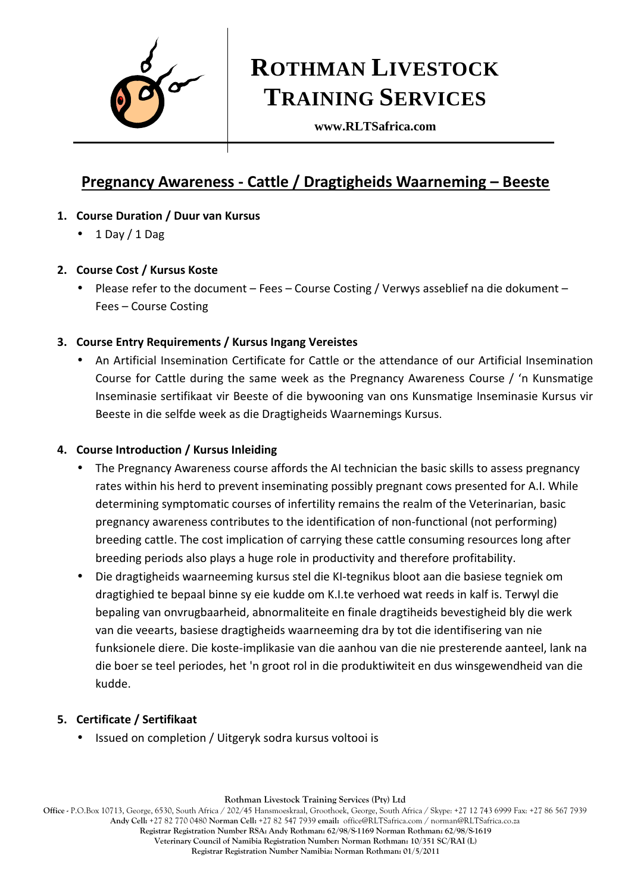# Rothman Livestock Training Services

**www.RLTSafrica.com**

## Pregnancy Awareness - Cattle / Dragtigheids Waarneming – Beeste

1. **Course Duration / Duur van Kursus**
   - 1 Day / 1 Dag

2. **Course Cost / Kursus Koste**
   - Please refer to the document – Fees – Course Costing / Verwys asseblief na die dokument – Fees – Course Costing

3. **Course Entry Requirements / Kursus Ingang Vereistes**
   - An Artificial Insemination Certificate for Cattle or the attendance of our Artificial Insemination Course for Cattle during the same week as the Pregnancy Awareness Course / 'n Kunsmatige Inseminasie sertifikaat vir Beeste of die bywooning van ons Kunsmatige Inseminasie Kursus vir Beeste in die selfde week as die Dragtigheids Waarnemings Kursus.

4. **Course Introduction / Kursus Inleiding**
   - The Pregnancy Awareness course affords the AI technician the basic skills to assess pregnancy rates within his herd to prevent inseminating possibly pregnant cows presented for A.I. While determining symptomatic courses of infertility remains the realm of the Veterinarian, basic pregnancy awareness contributes to the identification of non-functional (not performing) breeding cattle. The cost implication of carrying these cattle consuming resources long after breeding periods also plays a huge role in productivity and therefore profitability.
   - Die dragtigheids waarneeming kursus stel die KI-tegnikus bloot aan die basiese tegniek om dragtighied te bepaal binne sy eie kudde om K.I.te verhoed wat reeds in kalf is. Terwyl die bepaling van onvrugbaarheid, abnormaliteite en finale dragtiheids bevestigheid bly die werk van die veearts, basiese dragtigheids waarneeming dra by tot die identifisering van nie funksionele diere. Die koste-implikasie van die aanhou van die nie presterende aanteel, lank na die boer se teel periodes, het 'n groot rol in die produktiwiteit en dus winsgewendheid van die kudde.

5. **Certificate / Sertifikaat**
   - Issued on completion / Uitgeryk sodra kursus voltooi is

**Rothman Livestock Training Services (Pty) Ltd**

**Office -** P.O.Box 10713, George, 6530, South Africa / 202/45 Hansmoeskraal, Groothoek, George, South Africa / Skype: +27 12 743 6999 Fax: +27 86 567 7939
**Andy Cell:** +27 82 770 0480 **Norman Cell:** +27 82 547 7939 **email:** office@RLTSafrica.com / norman@RLTSafrica.co.za
**Registrar Registration Number RSA: Andy Rothman: 62/98/S-1169 Norman Rothman: 62/98/S-1619**
**Veterinary Council of Namibia Registration Number: Norman Rothman: 10/351 SC/RAI (L)**
**Registrar Registration Number Namibia: Norman Rothman: 01/5/2011**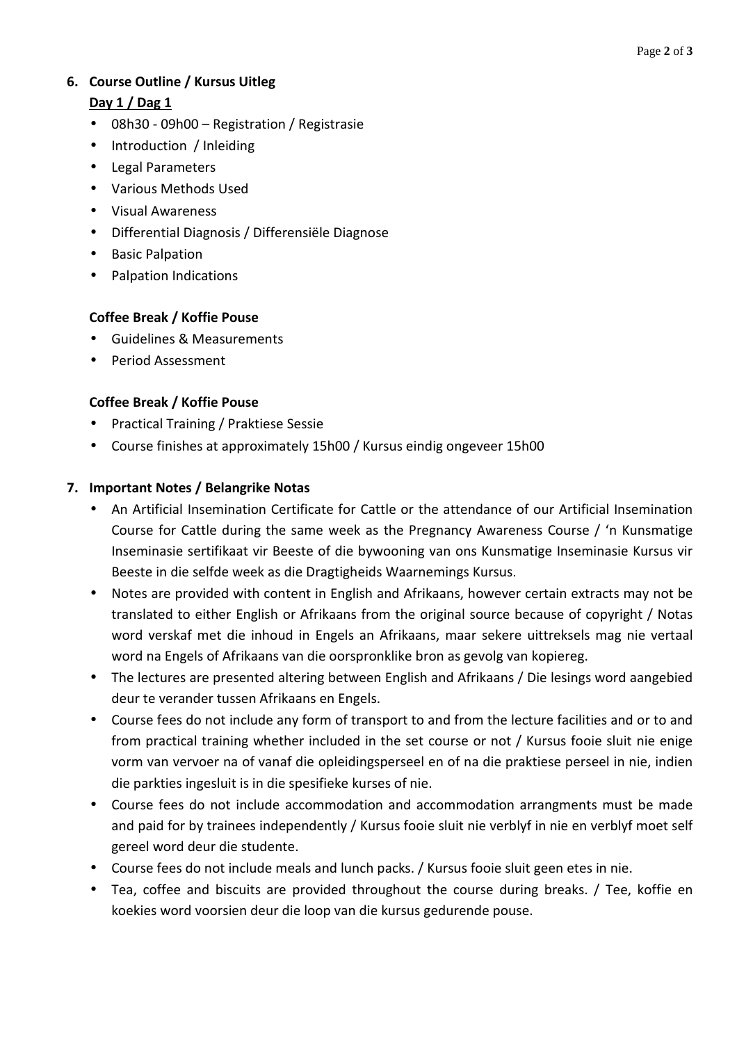## 6. Course Outline / Kursus Uitleg

**Day 1 / Dag 1**

- 08h30 - 09h00 – Registration / Registrasie
- Introduction / Inleiding
- Legal Parameters
- Various Methods Used
- Visual Awareness
- Differential Diagnosis / Differensiële Diagnose
- Basic Palpation
- Palpation Indications

**Coffee Break / Koffie Pouse**

- Guidelines & Measurements
- Period Assessment

**Coffee Break / Koffie Pouse**

- Practical Training / Praktiese Sessie
- Course finishes at approximately 15h00 / Kursus eindig ongeveer 15h00

## 7. Important Notes / Belangrike Notas

- An Artificial Insemination Certificate for Cattle or the attendance of our Artificial Insemination Course for Cattle during the same week as the Pregnancy Awareness Course / 'n Kunsmatige Inseminasie sertifikaat vir Beeste of die bywooning van ons Kunsmatige Inseminasie Kursus vir Beeste in die selfde week as die Dragtigheids Waarnemings Kursus.
- Notes are provided with content in English and Afrikaans, however certain extracts may not be translated to either English or Afrikaans from the original source because of copyright / Notas word verskaf met die inhoud in Engels an Afrikaans, maar sekere uittreksels mag nie vertaal word na Engels of Afrikaans van die oorspronklike bron as gevolg van kopiereg.
- The lectures are presented altering between English and Afrikaans / Die lesings word aangebied deur te verander tussen Afrikaans en Engels.
- Course fees do not include any form of transport to and from the lecture facilities and or to and from practical training whether included in the set course or not / Kursus fooie sluit nie enige vorm van vervoer na of vanaf die opleidingsperseel en of na die praktiese perseel in nie, indien die parkties ingesluit is in die spesifieke kurses of nie.
- Course fees do not include accommodation and accommodation arrangments must be made and paid for by trainees independently / Kursus fooie sluit nie verblyf in nie en verblyf moet self gereel word deur die studente.
- Course fees do not include meals and lunch packs. / Kursus fooie sluit geen etes in nie.
- Tea, coffee and biscuits are provided throughout the course during breaks. / Tee, koffie en koekies word voorsien deur die loop van die kursus gedurende pouse.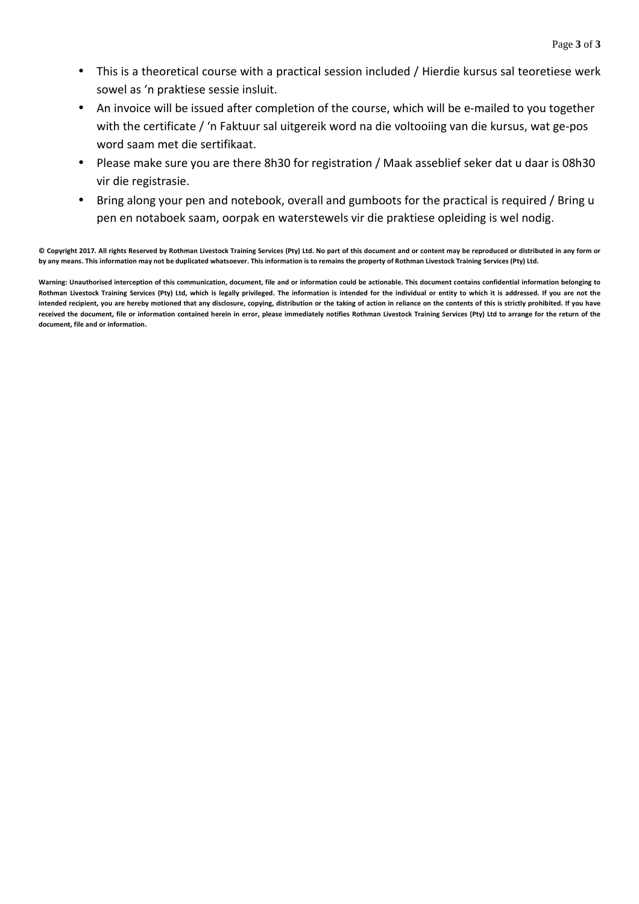- This is a theoretical course with a practical session included / Hierdie kursus sal teoretiese werk sowel as 'n praktiese sessie insluit.
- An invoice will be issued after completion of the course, which will be e-mailed to you together with the certificate / 'n Faktuur sal uitgereik word na die voltooiing van die kursus, wat ge-pos word saam met die sertifikaat.
- Please make sure you are there 8h30 for registration / Maak asseblief seker dat u daar is 08h30 vir die registrasie.
- Bring along your pen and notebook, overall and gumboots for the practical is required / Bring u pen en notaboek saam, oorpak en waterstewels vir die praktiese opleiding is wel nodig.

**© Copyright 2017. All rights Reserved by Rothman Livestock Training Services (Pty) Ltd. No part of this document and or content may be reproduced or distributed in any form or by any means. This information may not be duplicated whatsoever. This information is to remains the property of Rothman Livestock Training Services (Pty) Ltd.**

**Warning: Unauthorised interception of this communication, document, file and or information could be actionable. This document contains confidential information belonging to Rothman Livestock Training Services (Pty) Ltd, which is legally privileged. The information is intended for the individual or entity to which it is addressed. If you are not the intended recipient, you are hereby motioned that any disclosure, copying, distribution or the taking of action in reliance on the contents of this is strictly prohibited. If you have received the document, file or information contained herein in error, please immediately notifies Rothman Livestock Training Services (Pty) Ltd to arrange for the return of the document, file and or information.**